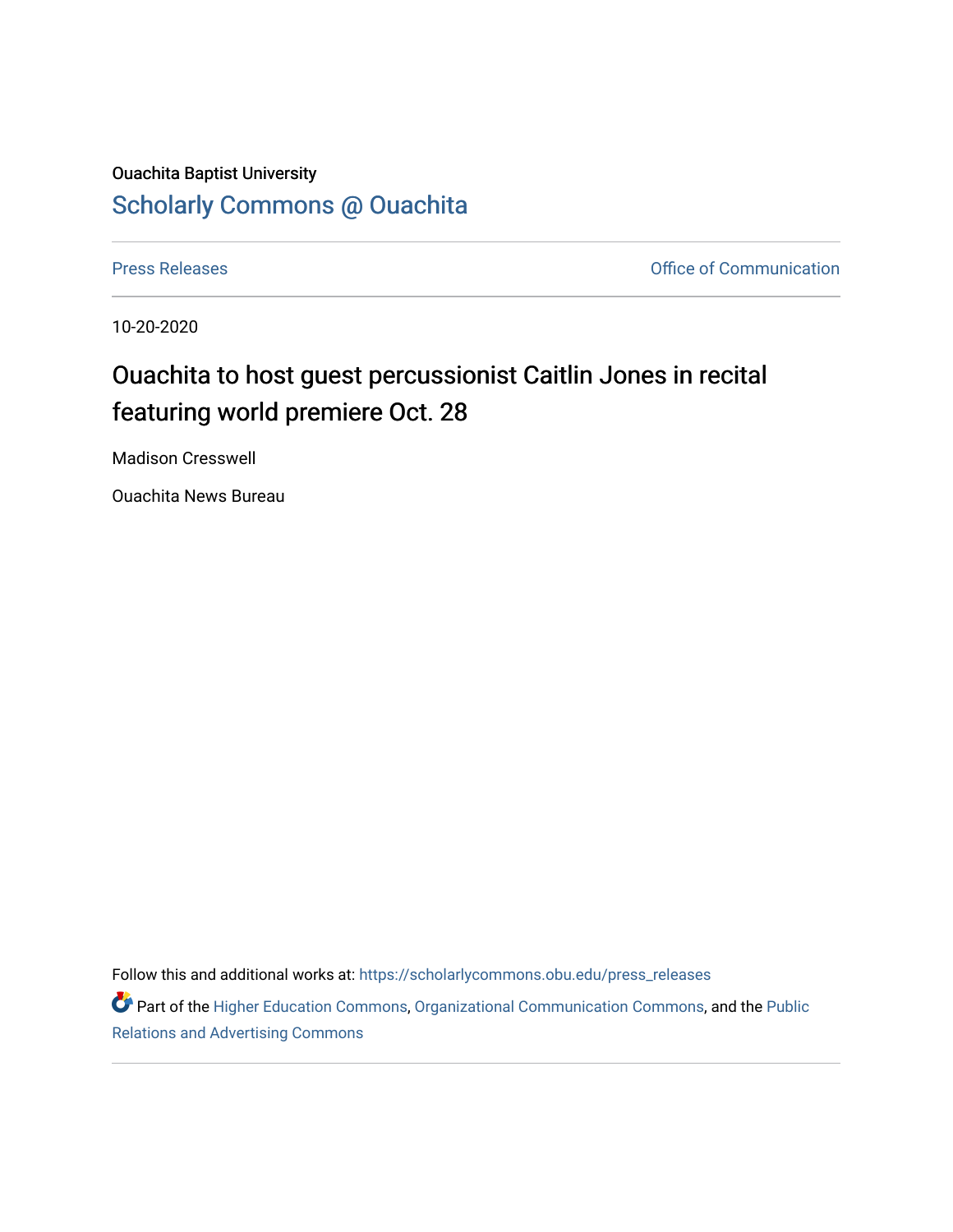Ouachita Baptist University

# Scholarly Commons @ Ouachita

Press Releases | Office of Communication

10-20-2020

## Ouachita to host guest percussionist Caitlin Jones in recital featuring world premiere Oct. 28

Madison Cresswell

Ouachita News Bureau

Follow this and additional works at: https://scholarlycommons.obu.edu/press_releases

Part of the Higher Education Commons, Organizational Communication Commons, and the Public Relations and Advertising Commons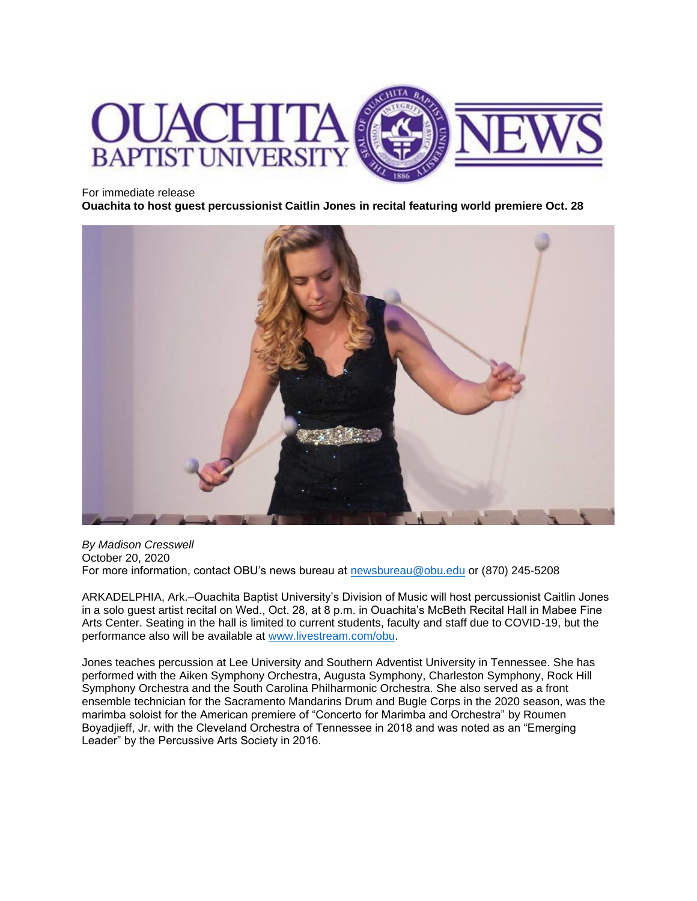For immediate release

**Ouachita to host guest percussionist Caitlin Jones in recital featuring world premiere Oct. 28**

*By Madison Cresswell*
October 20, 2020
For more information, contact OBU's news bureau at newsbureau@obu.edu or (870) 245-5208

ARKADELPHIA, Ark.–Ouachita Baptist University's Division of Music will host percussionist Caitlin Jones in a solo guest artist recital on Wed., Oct. 28, at 8 p.m. in Ouachita's McBeth Recital Hall in Mabee Fine Arts Center. Seating in the hall is limited to current students, faculty and staff due to COVID-19, but the performance also will be available at www.livestream.com/obu.

Jones teaches percussion at Lee University and Southern Adventist University in Tennessee. She has performed with the Aiken Symphony Orchestra, Augusta Symphony, Charleston Symphony, Rock Hill Symphony Orchestra and the South Carolina Philharmonic Orchestra. She also served as a front ensemble technician for the Sacramento Mandarins Drum and Bugle Corps in the 2020 season, was the marimba soloist for the American premiere of "Concerto for Marimba and Orchestra" by Roumen Boyadjieff, Jr. with the Cleveland Orchestra of Tennessee in 2018 and was noted as an "Emerging Leader" by the Percussive Arts Society in 2016.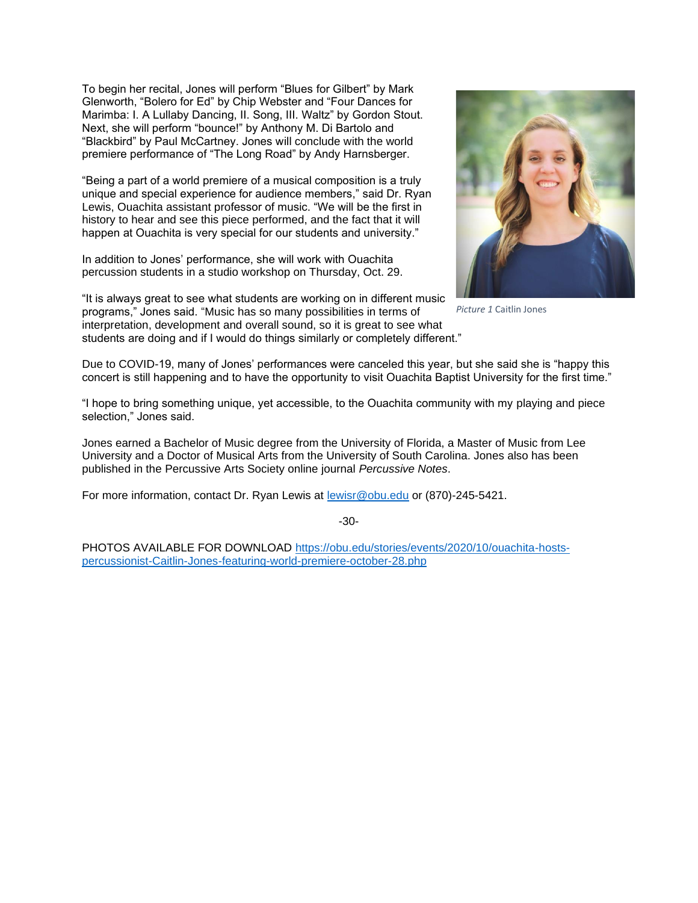To begin her recital, Jones will perform "Blues for Gilbert" by Mark Glenworth, "Bolero for Ed" by Chip Webster and "Four Dances for Marimba: I. A Lullaby Dancing, II. Song, III. Waltz" by Gordon Stout. Next, she will perform "bounce!" by Anthony M. Di Bartolo and "Blackbird" by Paul McCartney. Jones will conclude with the world premiere performance of "The Long Road" by Andy Harnsberger.

"Being a part of a world premiere of a musical composition is a truly unique and special experience for audience members," said Dr. Ryan Lewis, Ouachita assistant professor of music. "We will be the first in history to hear and see this piece performed, and the fact that it will happen at Ouachita is very special for our students and university."

In addition to Jones' performance, she will work with Ouachita percussion students in a studio workshop on Thursday, Oct. 29.

*Picture 1* Caitlin Jones

"It is always great to see what students are working on in different music programs," Jones said. "Music has so many possibilities in terms of interpretation, development and overall sound, so it is great to see what students are doing and if I would do things similarly or completely different."

Due to COVID-19, many of Jones' performances were canceled this year, but she said she is "happy this concert is still happening and to have the opportunity to visit Ouachita Baptist University for the first time."

"I hope to bring something unique, yet accessible, to the Ouachita community with my playing and piece selection," Jones said.

Jones earned a Bachelor of Music degree from the University of Florida, a Master of Music from Lee University and a Doctor of Musical Arts from the University of South Carolina. Jones also has been published in the Percussive Arts Society online journal *Percussive Notes*.

For more information, contact Dr. Ryan Lewis at [lewisr@obu.edu](mailto:lewisr@obu.edu) or (870)-245-5421.

-30-

PHOTOS AVAILABLE FOR DOWNLOAD [https://obu.edu/stories/events/2020/10/ouachita-hosts-percussionist-Caitlin-Jones-featuring-world-premiere-october-28.php](https://obu.edu/stories/events/2020/10/ouachita-hosts-percussionist-Caitlin-Jones-featuring-world-premiere-october-28.php)